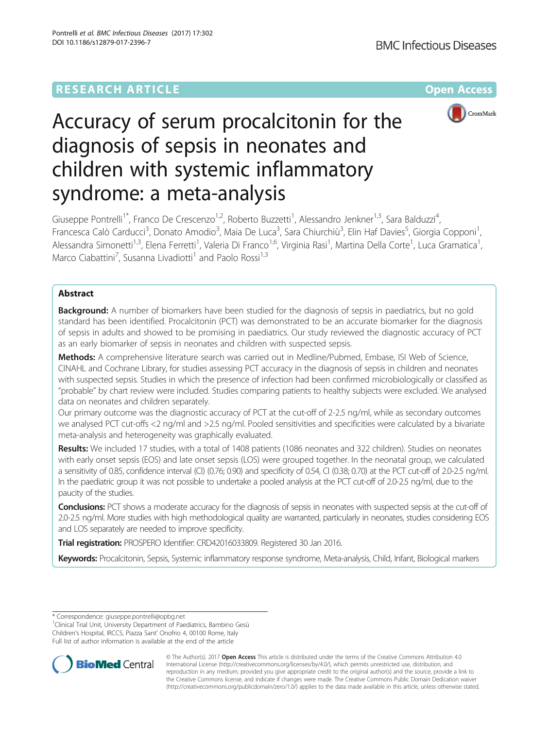RESEARCH ARTICLE

Open Access

# Accuracy of serum procalcitonin for the diagnosis of sepsis in neonates and children with systemic inflammatory syndrome: a meta-analysis

Giuseppe Pontrelli[1*], Franco De Crescenzo[1,2], Roberto Buzzetti[1], Alessandro Jenkner[1,3], Sara Balduzzi[4], Francesca Calò Carducci[3], Donato Amodio[3], Maia De Luca[3], Sara Chiurchiù[3], Elin Haf Davies[5], Giorgia Copponi[1], Alessandra Simonetti[1,3], Elena Ferretti[1], Valeria Di Franco[1,6], Virginia Rasi[1], Martina Della Corte[1], Luca Gramatica[1], Marco Ciabattini[7], Susanna Livadiotti[1] and Paolo Rossi[1,3]

## Abstract

**Background:** A number of biomarkers have been studied for the diagnosis of sepsis in paediatrics, but no gold standard has been identified. Procalcitonin (PCT) was demonstrated to be an accurate biomarker for the diagnosis of sepsis in adults and showed to be promising in paediatrics. Our study reviewed the diagnostic accuracy of PCT as an early biomarker of sepsis in neonates and children with suspected sepsis.

**Methods:** A comprehensive literature search was carried out in Medline/Pubmed, Embase, ISI Web of Science, CINAHL and Cochrane Library, for studies assessing PCT accuracy in the diagnosis of sepsis in children and neonates with suspected sepsis. Studies in which the presence of infection had been confirmed microbiologically or classified as "probable" by chart review were included. Studies comparing patients to healthy subjects were excluded. We analysed data on neonates and children separately.

Our primary outcome was the diagnostic accuracy of PCT at the cut-off of 2-2.5 ng/ml, while as secondary outcomes we analysed PCT cut-offs <2 ng/ml and >2.5 ng/ml. Pooled sensitivities and specificities were calculated by a bivariate meta-analysis and heterogeneity was graphically evaluated.

**Results:** We included 17 studies, with a total of 1408 patients (1086 neonates and 322 children). Studies on neonates with early onset sepsis (EOS) and late onset sepsis (LOS) were grouped together. In the neonatal group, we calculated a sensitivity of 0.85, confidence interval (CI) (0.76; 0.90) and specificity of 0.54, CI (0.38; 0.70) at the PCT cut-off of 2.0-2.5 ng/ml. In the paediatric group it was not possible to undertake a pooled analysis at the PCT cut-off of 2.0-2.5 ng/ml, due to the paucity of the studies.

**Conclusions:** PCT shows a moderate accuracy for the diagnosis of sepsis in neonates with suspected sepsis at the cut-off of 2.0-2.5 ng/ml. More studies with high methodological quality are warranted, particularly in neonates, studies considering EOS and LOS separately are needed to improve specificity.

**Trial registration:** PROSPERO Identifier: CRD42016033809. Registered 30 Jan 2016.

**Keywords:** Procalcitonin, Sepsis, Systemic inflammatory response syndrome, Meta-analysis, Child, Infant, Biological markers

\* Correspondence: giuseppe.pontrelli@opbg.net
[1]Clinical Trial Unit, University Department of Paediatrics, Bambino Gesù Children's Hospital, IRCCS, Piazza Sant' Onofrio 4, 00100 Rome, Italy
Full list of author information is available at the end of the article

© The Author(s). 2017 **Open Access** This article is distributed under the terms of the Creative Commons Attribution 4.0 International License (http://creativecommons.org/licenses/by/4.0/), which permits unrestricted use, distribution, and reproduction in any medium, provided you give appropriate credit to the original author(s) and the source, provide a link to the Creative Commons license, and indicate if changes were made. The Creative Commons Public Domain Dedication waiver (http://creativecommons.org/publicdomain/zero/1.0/) applies to the data made available in this article, unless otherwise stated.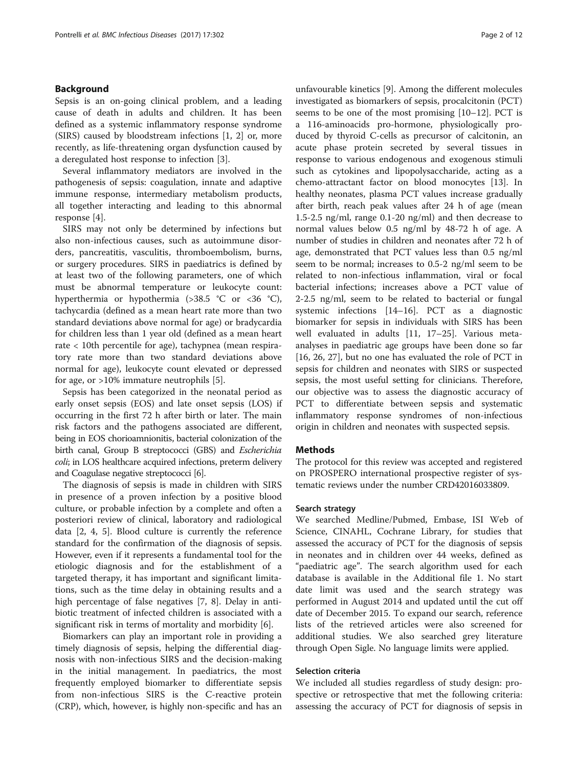## Background

Sepsis is an on-going clinical problem, and a leading cause of death in adults and children. It has been defined as a systemic inflammatory response syndrome (SIRS) caused by bloodstream infections [1, 2] or, more recently, as life-threatening organ dysfunction caused by a deregulated host response to infection [3].

Several inflammatory mediators are involved in the pathogenesis of sepsis: coagulation, innate and adaptive immune response, intermediary metabolism products, all together interacting and leading to this abnormal response [4].

SIRS may not only be determined by infections but also non-infectious causes, such as autoimmune disorders, pancreatitis, vasculitis, thromboembolism, burns, or surgery procedures. SIRS in paediatrics is defined by at least two of the following parameters, one of which must be abnormal temperature or leukocyte count: hyperthermia or hypothermia (>38.5 °C or <36 °C), tachycardia (defined as a mean heart rate more than two standard deviations above normal for age) or bradycardia for children less than 1 year old (defined as a mean heart rate < 10th percentile for age), tachypnea (mean respiratory rate more than two standard deviations above normal for age), leukocyte count elevated or depressed for age, or >10% immature neutrophils [5].

Sepsis has been categorized in the neonatal period as early onset sepsis (EOS) and late onset sepsis (LOS) if occurring in the first 72 h after birth or later. The main risk factors and the pathogens associated are different, being in EOS chorioamnionitis, bacterial colonization of the birth canal, Group B streptococci (GBS) and *Escherichia coli*; in LOS healthcare acquired infections, preterm delivery and Coagulase negative streptococci [6].

The diagnosis of sepsis is made in children with SIRS in presence of a proven infection by a positive blood culture, or probable infection by a complete and often a posteriori review of clinical, laboratory and radiological data [2, 4, 5]. Blood culture is currently the reference standard for the confirmation of the diagnosis of sepsis. However, even if it represents a fundamental tool for the etiologic diagnosis and for the establishment of a targeted therapy, it has important and significant limitations, such as the time delay in obtaining results and a high percentage of false negatives [7, 8]. Delay in antibiotic treatment of infected children is associated with a significant risk in terms of mortality and morbidity [6].

Biomarkers can play an important role in providing a timely diagnosis of sepsis, helping the differential diagnosis with non-infectious SIRS and the decision-making in the initial management. In paediatrics, the most frequently employed biomarker to differentiate sepsis from non-infectious SIRS is the C-reactive protein (CRP), which, however, is highly non-specific and has an unfavourable kinetics [9]. Among the different molecules investigated as biomarkers of sepsis, procalcitonin (PCT) seems to be one of the most promising [10–12]. PCT is a 116-aminoacids pro-hormone, physiologically produced by thyroid C-cells as precursor of calcitonin, an acute phase protein secreted by several tissues in response to various endogenous and exogenous stimuli such as cytokines and lipopolysaccharide, acting as a chemo-attractant factor on blood monocytes [13]. In healthy neonates, plasma PCT values increase gradually after birth, reach peak values after 24 h of age (mean 1.5-2.5 ng/ml, range 0.1-20 ng/ml) and then decrease to normal values below 0.5 ng/ml by 48-72 h of age. A number of studies in children and neonates after 72 h of age, demonstrated that PCT values less than 0.5 ng/ml seem to be normal; increases to 0.5-2 ng/ml seem to be related to non-infectious inflammation, viral or focal bacterial infections; increases above a PCT value of 2-2.5 ng/ml, seem to be related to bacterial or fungal systemic infections [14–16]. PCT as a diagnostic biomarker for sepsis in individuals with SIRS has been well evaluated in adults [11, 17–25]. Various meta-analyses in paediatric age groups have been done so far [16, 26, 27], but no one has evaluated the role of PCT in sepsis for children and neonates with SIRS or suspected sepsis, the most useful setting for clinicians. Therefore, our objective was to assess the diagnostic accuracy of PCT to differentiate between sepsis and systematic inflammatory response syndromes of non-infectious origin in children and neonates with suspected sepsis.

## Methods

The protocol for this review was accepted and registered on PROSPERO international prospective register of systematic reviews under the number CRD42016033809.

### Search strategy

We searched Medline/Pubmed, Embase, ISI Web of Science, CINAHL, Cochrane Library, for studies that assessed the accuracy of PCT for the diagnosis of sepsis in neonates and in children over 44 weeks, defined as "paediatric age". The search algorithm used for each database is available in the Additional file 1. No start date limit was used and the search strategy was performed in August 2014 and updated until the cut off date of December 2015. To expand our search, reference lists of the retrieved articles were also screened for additional studies. We also searched grey literature through Open Sigle. No language limits were applied.

### Selection criteria

We included all studies regardless of study design: prospective or retrospective that met the following criteria: assessing the accuracy of PCT for diagnosis of sepsis in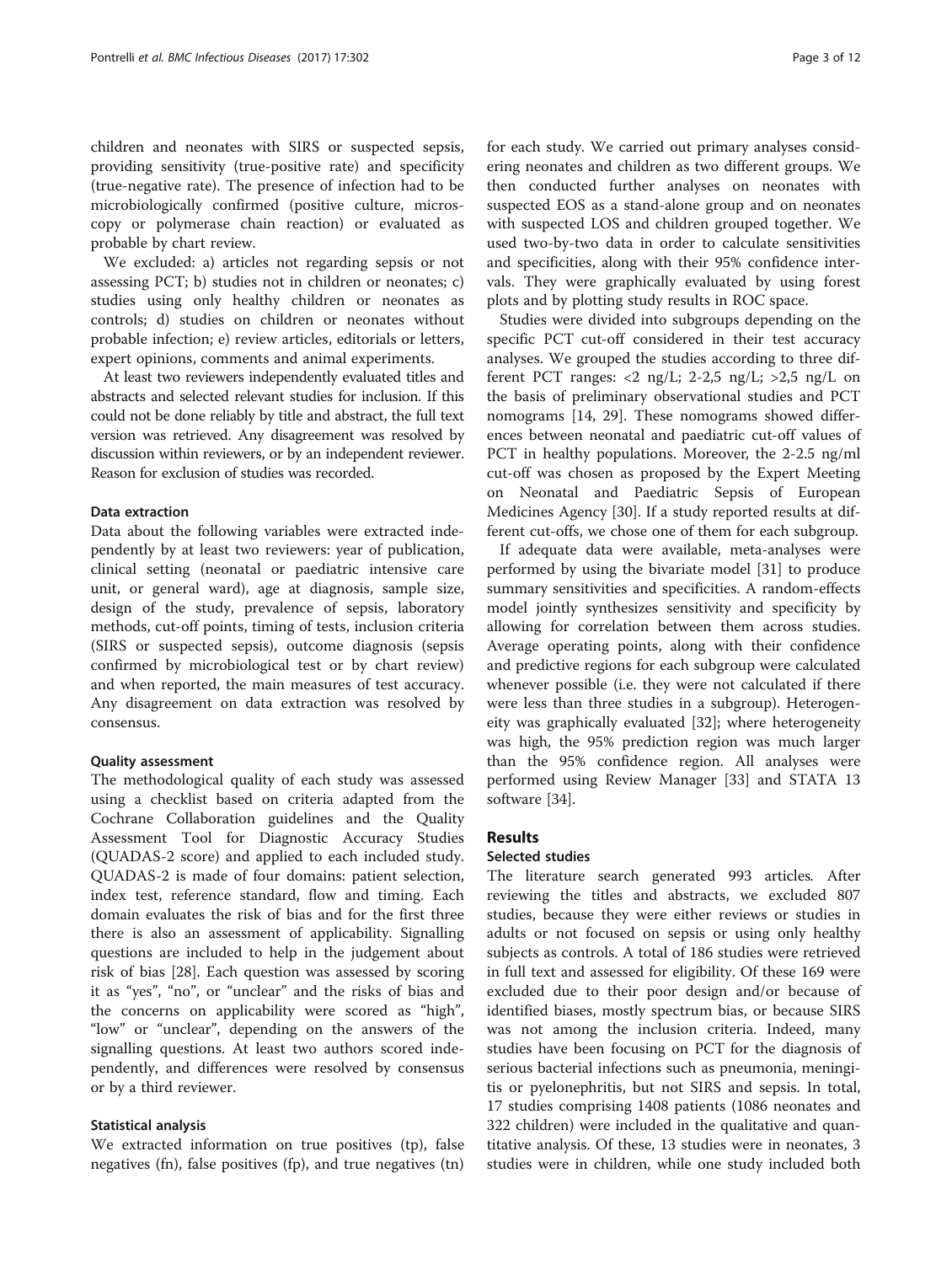children and neonates with SIRS or suspected sepsis, providing sensitivity (true-positive rate) and specificity (true-negative rate). The presence of infection had to be microbiologically confirmed (positive culture, microscopy or polymerase chain reaction) or evaluated as probable by chart review.

We excluded: a) articles not regarding sepsis or not assessing PCT; b) studies not in children or neonates; c) studies using only healthy children or neonates as controls; d) studies on children or neonates without probable infection; e) review articles, editorials or letters, expert opinions, comments and animal experiments.

At least two reviewers independently evaluated titles and abstracts and selected relevant studies for inclusion. If this could not be done reliably by title and abstract, the full text version was retrieved. Any disagreement was resolved by discussion within reviewers, or by an independent reviewer. Reason for exclusion of studies was recorded.

### Data extraction

Data about the following variables were extracted independently by at least two reviewers: year of publication, clinical setting (neonatal or paediatric intensive care unit, or general ward), age at diagnosis, sample size, design of the study, prevalence of sepsis, laboratory methods, cut-off points, timing of tests, inclusion criteria (SIRS or suspected sepsis), outcome diagnosis (sepsis confirmed by microbiological test or by chart review) and when reported, the main measures of test accuracy. Any disagreement on data extraction was resolved by consensus.

### Quality assessment

The methodological quality of each study was assessed using a checklist based on criteria adapted from the Cochrane Collaboration guidelines and the Quality Assessment Tool for Diagnostic Accuracy Studies (QUADAS-2 score) and applied to each included study. QUADAS-2 is made of four domains: patient selection, index test, reference standard, flow and timing. Each domain evaluates the risk of bias and for the first three there is also an assessment of applicability. Signalling questions are included to help in the judgement about risk of bias [28]. Each question was assessed by scoring it as "yes", "no", or "unclear" and the risks of bias and the concerns on applicability were scored as "high", "low" or "unclear", depending on the answers of the signalling questions. At least two authors scored independently, and differences were resolved by consensus or by a third reviewer.

### Statistical analysis

We extracted information on true positives (tp), false negatives (fn), false positives (fp), and true negatives (tn) for each study. We carried out primary analyses considering neonates and children as two different groups. We then conducted further analyses on neonates with suspected EOS as a stand-alone group and on neonates with suspected LOS and children grouped together. We used two-by-two data in order to calculate sensitivities and specificities, along with their 95% confidence intervals. They were graphically evaluated by using forest plots and by plotting study results in ROC space.

Studies were divided into subgroups depending on the specific PCT cut-off considered in their test accuracy analyses. We grouped the studies according to three different PCT ranges: <2 ng/L; 2-2,5 ng/L; >2,5 ng/L on the basis of preliminary observational studies and PCT nomograms [14, 29]. These nomograms showed differences between neonatal and paediatric cut-off values of PCT in healthy populations. Moreover, the 2-2.5 ng/ml cut-off was chosen as proposed by the Expert Meeting on Neonatal and Paediatric Sepsis of European Medicines Agency [30]. If a study reported results at different cut-offs, we chose one of them for each subgroup.

If adequate data were available, meta-analyses were performed by using the bivariate model [31] to produce summary sensitivities and specificities. A random-effects model jointly synthesizes sensitivity and specificity by allowing for correlation between them across studies. Average operating points, along with their confidence and predictive regions for each subgroup were calculated whenever possible (i.e. they were not calculated if there were less than three studies in a subgroup). Heterogeneity was graphically evaluated [32]; where heterogeneity was high, the 95% prediction region was much larger than the 95% confidence region. All analyses were performed using Review Manager [33] and STATA 13 software [34].

## Results

### Selected studies

The literature search generated 993 articles. After reviewing the titles and abstracts, we excluded 807 studies, because they were either reviews or studies in adults or not focused on sepsis or using only healthy subjects as controls. A total of 186 studies were retrieved in full text and assessed for eligibility. Of these 169 were excluded due to their poor design and/or because of identified biases, mostly spectrum bias, or because SIRS was not among the inclusion criteria. Indeed, many studies have been focusing on PCT for the diagnosis of serious bacterial infections such as pneumonia, meningitis or pyelonephritis, but not SIRS and sepsis. In total, 17 studies comprising 1408 patients (1086 neonates and 322 children) were included in the qualitative and quantitative analysis. Of these, 13 studies were in neonates, 3 studies were in children, while one study included both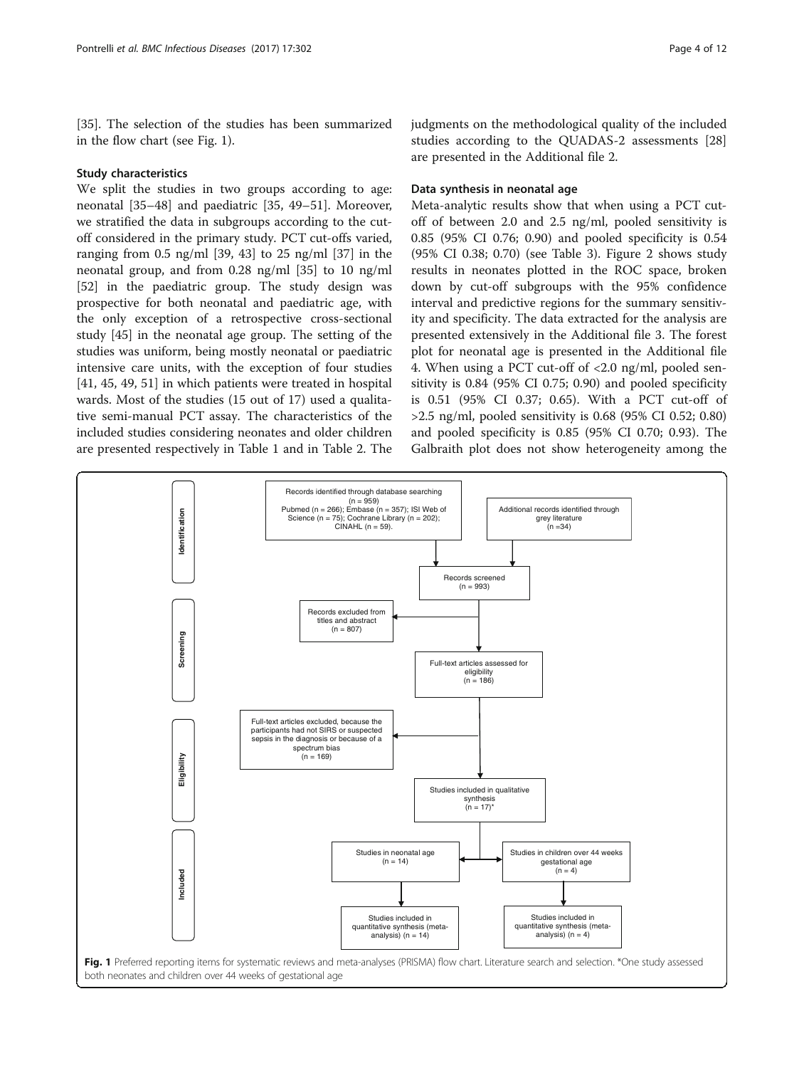[35]. The selection of the studies has been summarized in the flow chart (see Fig. 1).

### Study characteristics

We split the studies in two groups according to age: neonatal [35–48] and paediatric [35, 49–51]. Moreover, we stratified the data in subgroups according to the cut-off considered in the primary study. PCT cut-offs varied, ranging from 0.5 ng/ml [39, 43] to 25 ng/ml [37] in the neonatal group, and from 0.28 ng/ml [35] to 10 ng/ml [52] in the paediatric group. The study design was prospective for both neonatal and paediatric age, with the only exception of a retrospective cross-sectional study [45] in the neonatal age group. The setting of the studies was uniform, being mostly neonatal or paediatric intensive care units, with the exception of four studies [41, 45, 49, 51] in which patients were treated in hospital wards. Most of the studies (15 out of 17) used a qualitative semi-manual PCT assay. The characteristics of the included studies considering neonates and older children are presented respectively in Table 1 and in Table 2. The judgments on the methodological quality of the included studies according to the QUADAS-2 assessments [28] are presented in the Additional file 2.

### Data synthesis in neonatal age

Meta-analytic results show that when using a PCT cut-off of between 2.0 and 2.5 ng/ml, pooled sensitivity is 0.85 (95% CI 0.76; 0.90) and pooled specificity is 0.54 (95% CI 0.38; 0.70) (see Table 3). Figure 2 shows study results in neonates plotted in the ROC space, broken down by cut-off subgroups with the 95% confidence interval and predictive regions for the summary sensitivity and specificity. The data extracted for the analysis are presented extensively in the Additional file 3. The forest plot for neonatal age is presented in the Additional file 4. When using a PCT cut-off of <2.0 ng/ml, pooled sensitivity is 0.84 (95% CI 0.75; 0.90) and pooled specificity is 0.51 (95% CI 0.37; 0.65). With a PCT cut-off of >2.5 ng/ml, pooled sensitivity is 0.68 (95% CI 0.52; 0.80) and pooled specificity is 0.85 (95% CI 0.70; 0.93). The Galbraith plot does not show heterogeneity among the

**Identification**
- Records identified through database searching (n = 959) Pubmed (n = 266); Embase (n = 357); ISI Web of Science (n = 75); Cochrane Library (n = 202); CINAHL (n = 59).
- Additional records identified through grey literature (n = 34)

**Screening**
- Records screened (n = 993)
- Records excluded from titles and abstract (n = 807)
- Full-text articles assessed for eligibility (n = 186)

**Eligibility**
- Full-text articles excluded, because the participants had not SIRS or suspected sepsis in the diagnosis or because of a spectrum bias (n = 169)
- Studies included in qualitative synthesis (n = 17)*

**Included**
- Studies in neonatal age (n = 14)
- Studies in children over 44 weeks gestational age (n = 4)
- Studies included in quantitative synthesis (meta-analysis) (n = 14)
- Studies included in quantitative synthesis (meta-analysis) (n = 4)

**Fig. 1** Preferred reporting items for systematic reviews and meta-analyses (PRISMA) flow chart. Literature search and selection. *One study assessed both neonates and children over 44 weeks of gestational age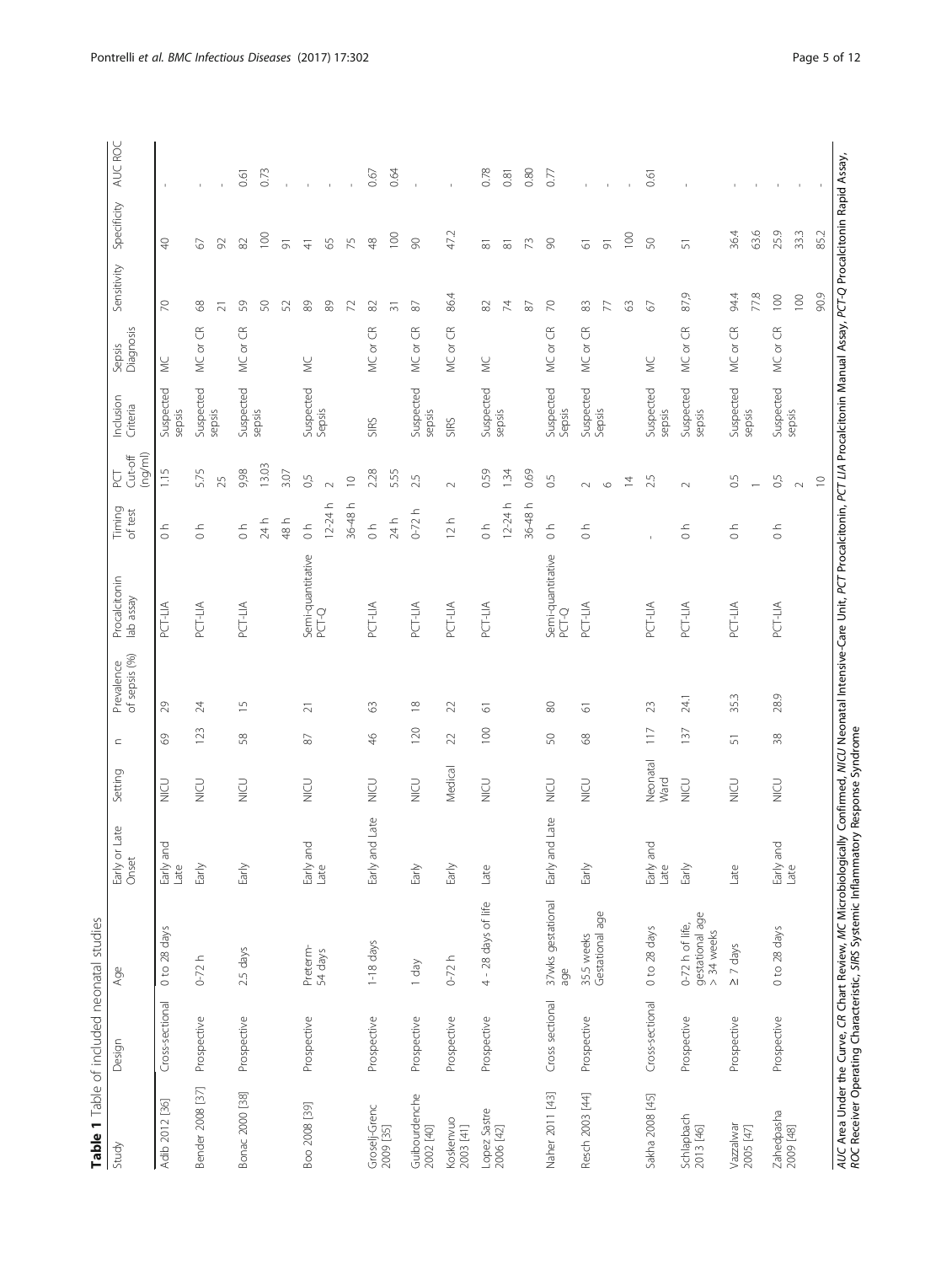**Table 1** Table of included neonatal studies

| Study | Design | Age | Early or Late Onset | Setting | n | Prevalence of sepsis (%) | Procalcitonin lab assay | Timing of test | PCT Cut-off (ng/ml) | Inclusion Criteria | Sepsis Diagnosis | Sensitivity | Specificity | AUC ROC |
|---|---|---|---|---|---|---|---|---|---|---|---|---|---|---|
| Adib 2012 [36] | Cross-sectional | 0 to 28 days | Early and Late | NICU | 69 | 29 | PCT-LIA | 0 h | 1.15 | Suspected sepsis | MC | 70 | 40 | - |
| Bender 2008 [37] | Prospective | 0-72 h | Early | NICU | 123 | 24 | PCT-LIA | 0 h | 5.75 | Suspected sepsis | MC or CR | 68 | 67 | - |
| | | | | | | | | | 25 | | | 21 | 92 | - |
| Bonac 2000 [38] | Prospective | 2.5 days | Early | NICU | 58 | 15 | PCT-LIA | 0 h | 9.98 | Suspected sepsis | MC or CR | 59 | 82 | 0.61 |
| | | | | | | | | 24 h | 13.03 | | | 50 | 100 | 0.73 |
| | | | | | | | | 48 h | 3.07 | | | 52 | 91 | - |
| Boo 2008 [39] | Prospective | Preterm- 54 days | Early and Late | NICU | 87 | 21 | Semi-quantitative PCT-Q | 0 h | 0.5 | Suspected Sepsis | MC | 89 | 41 | - |
| | | | | | | | | 12-24 h | 2 | | | 89 | 65 | - |
| | | | | | | | | 36-48 h | 10 | | | 72 | 75 | - |
| Groselj-Grenc 2009 [35] | Prospective | 1-18 days | Early and Late | NICU | 46 | 63 | PCT-LIA | 0 h | 2.28 | SIRS | MC or CR | 82 | 48 | 0.67 |
| | | | | | | | | 24 h | 5.55 | | | 31 | 100 | 0.64 |
| Guibourdenche 2002 [40] | Prospective | 1 day | Early | NICU | 120 | 18 | PCT-LIA | 0-72 h | 2.5 | Suspected sepsis | MC or CR | 87 | 90 | - |
| Koskenvuo 2003 [41] | Prospective | 0-72 h | Early | Medical | 22 | 22 | PCT-LIA | 12 h | 2 | SIRS | MC or CR | 86.4 | 47.2 | - |
| Lopez Sastre 2006 [42] | Prospective | 4 - 28 days of life | Late | NICU | 100 | 61 | PCT-LIA | 0 h | 0.59 | Suspected sepsis | MC | 82 | 81 | 0.78 |
| | | | | | | | | 12-24 h | 1.34 | | | 74 | 81 | 0.81 |
| | | | | | | | | 36-48 h | 0.69 | | | 87 | 73 | 0.80 |
| Naher 2011 [43] | Cross sectional | 37wks gestational age | Early and Late | NICU | 50 | 80 | Semi-quantitative PCT-Q | 0 h | 0.5 | Suspected Sepsis | MC or CR | 70 | 90 | 0.77 |
| Resch 2003 [44] | Prospective | 35.5 weeks Gestational age | Early | NICU | 68 | 61 | PCT-LIA | 0 h | 2 | Suspected Sepsis | MC or CR | 83 | 61 | - |
| | | | | | | | | | 6 | | | 77 | 91 | - |
| | | | | | | | | | 14 | | | 63 | 100 | - |
| Sakha 2008 [45] | Cross-sectional | 0 to 28 days | Early and Late | Neonatal Ward | 117 | 23 | PCT-LIA | - | 2.5 | Suspected sepsis | MC | 67 | 50 | 0.61 |
| Schlapbach 2013 [46] | Prospective | 0-72 h of life, gestational age > 34 weeks | Early | NICU | 137 | 24.1 | PCT-LIA | 0 h | 2 | Suspected sepsis | MC or CR | 87,9 | 51 | - |
| Vazzalwar 2005 [47] | Prospective | ≥ 7 days | Late | NICU | 51 | 35.3 | PCT-LIA | 0 h | 0.5 | Suspected sepsis | MC or CR | 94.4 | 36.4 | - |
| | | | | | | | | | 1 | | | 77.8 | 63.6 | - |
| Zahedpasha 2009 [48] | Prospective | 0 to 28 days | Early and Late | NICU | 38 | 28.9 | PCT-LIA | 0 h | 0,5 | Suspected sepsis | MC or CR | 100 | 25.9 | - |
| | | | | | | | | | 2 | | | 100 | 33.3 | - |
| | | | | | | | | | 10 | | | 90.9 | 85.2 | - |

*AUC* Area Under the Curve, *CR* Chart Review, *MC* Microbiologically Confirmed, *NICU* Neonatal Intensive-Care Unit, *PCT* Procalcitonin, *PCT LIA* Procalcitonin Manual Assay, *PCT-Q* Procalcitonin Rapid Assay, *ROC* Receiver Operating Characteristic, *SIRS* Systemic Inflammatory Response Syndrome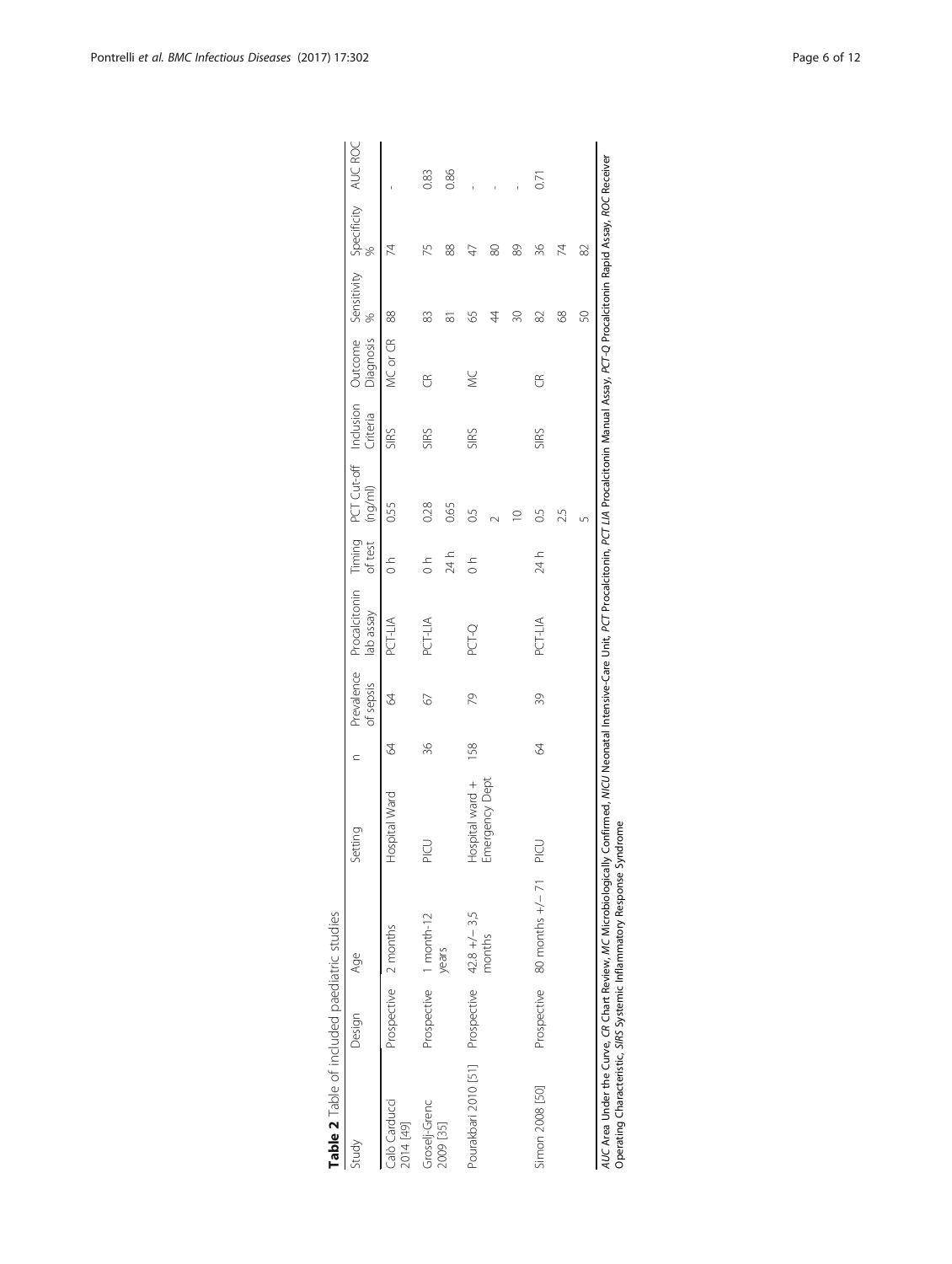**Table 2** Table of included paediatric studies

| Study | Design | Age | Setting | n | Prevalence of sepsis | Procalcitonin lab assay | Timing of test | PCT Cut-off (ng/ml) | Inclusion Criteria | Outcome Diagnosis | Sensitivity % | Specificity % | AUC ROC |
|---|---|---|---|---|---|---|---|---|---|---|---|---|---|
| Calò Carducci 2014 [49] | Prospective | 2 months | Hospital Ward | 64 | 64 | PCT-LIA | 0 h | 0.55 | SIRS | MC or CR | 88 | 74 | - |
| Groselj-Grenc 2009 [35] | Prospective | 1 month-12 years | PICU | 36 | 67 | PCT-LIA | 0 h | 0.28 | SIRS | CR | 83 | 75 | 0.83 |
| | | | | | | | 24 h | 0.65 | | | 81 | 88 | 0.86 |
| Pourakbari 2010 [51] | Prospective | 42.8 +/− 3,5 months | Hospital ward + Emergency Dept | 158 | 79 | PCT-Q | 0 h | 0.5 | SIRS | MC | 65 | 47 | - |
| | | | | | | | | 2 | | | 44 | 80 | - |
| | | | | | | | | 10 | | | 30 | 89 | - |
| Simon 2008 [50] | Prospective | 80 months +/− 71 | PICU | 64 | 39 | PCT-LIA | 24 h | 0.5 | SIRS | CR | 82 | 36 | 0.71 |
| | | | | | | | | 2.5 | | | 68 | 74 | |
| | | | | | | | | 5 | | | 50 | 82 | |

*AUC* Area Under the Curve, *CR* Chart Review, *MC* Microbiologically Confirmed, *NICU* Neonatal Intensive-Care Unit, *PCT* Procalcitonin, *PCT LIA* Procalcitonin Manual Assay, *PCT-Q* Procalcitonin Rapid Assay, *ROC* Receiver Operating Characteristic, *SIRS* Systemic Inflammatory Response Syndrome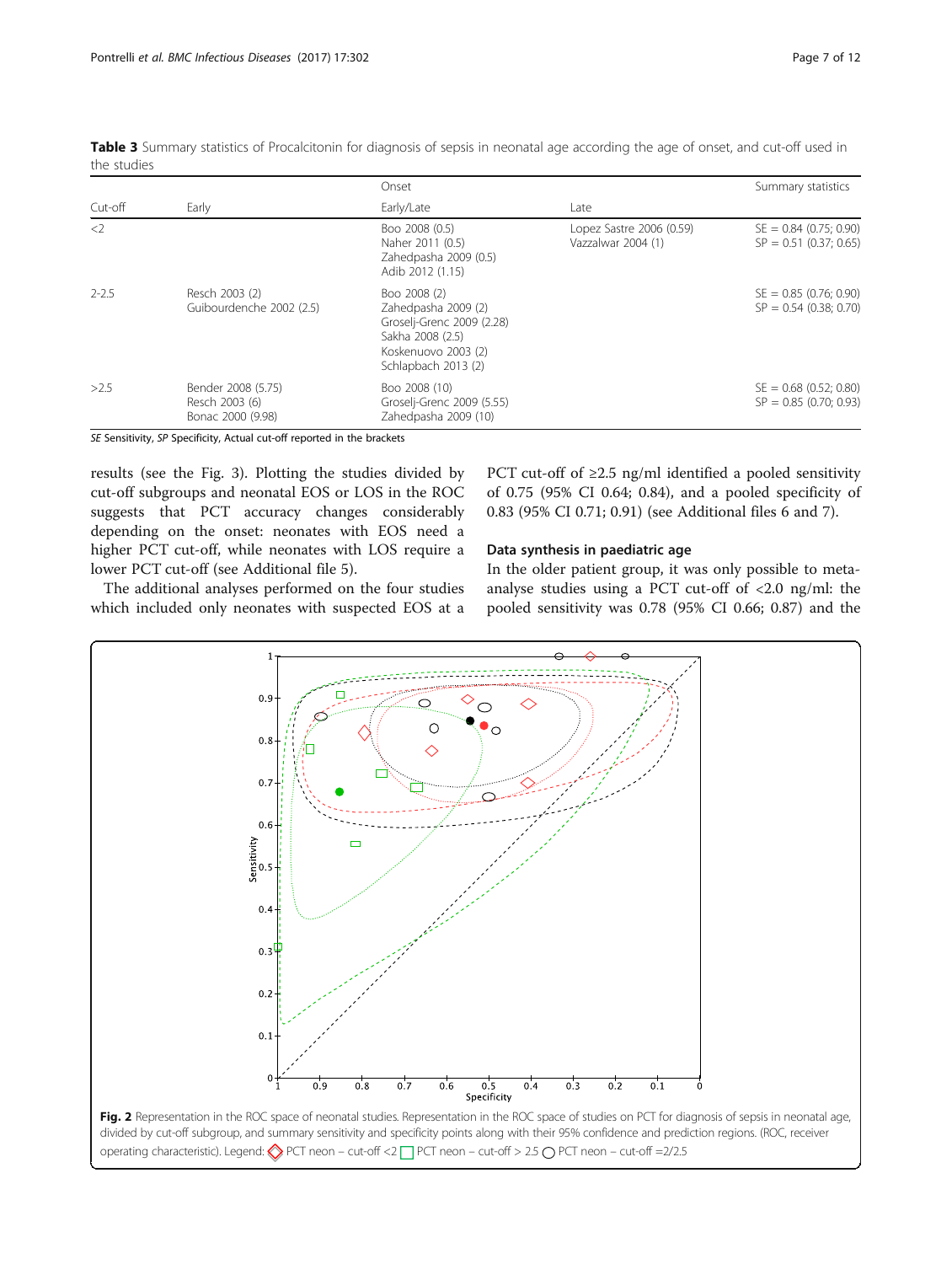**Table 3** Summary statistics of Procalcitonin for diagnosis of sepsis in neonatal age according the age of onset, and cut-off used in the studies

| | Onset | | | Summary statistics |
|---|---|---|---|---|
| Cut-off | Early | Early/Late | Late | |
| <2 | | Boo 2008 (0.5)<br>Naher 2011 (0.5)<br>Zahedpasha 2009 (0.5)<br>Adib 2012 (1.15) | Lopez Sastre 2006 (0.59)<br>Vazzalwar 2004 (1) | SE = 0.84 (0.75; 0.90)<br>SP = 0.51 (0.37; 0.65) |
| 2-2.5 | Resch 2003 (2)<br>Guibourdenche 2002 (2.5) | Boo 2008 (2)<br>Zahedpasha 2009 (2)<br>Groselj-Grenc 2009 (2.28)<br>Sakha 2008 (2.5)<br>Koskenuovo 2003 (2)<br>Schlapbach 2013 (2) | | SE = 0.85 (0.76; 0.90)<br>SP = 0.54 (0.38; 0.70) |
| >2.5 | Bender 2008 (5.75)<br>Resch 2003 (6)<br>Bonac 2000 (9.98) | Boo 2008 (10)<br>Groselj-Grenc 2009 (5.55)<br>Zahedpasha 2009 (10) | | SE = 0.68 (0.52; 0.80)<br>SP = 0.85 (0.70; 0.93) |

*SE* Sensitivity, *SP* Specificity, Actual cut-off reported in the brackets

results (see the Fig. 3). Plotting the studies divided by cut-off subgroups and neonatal EOS or LOS in the ROC suggests that PCT accuracy changes considerably depending on the onset: neonates with EOS need a higher PCT cut-off, while neonates with LOS require a lower PCT cut-off (see Additional file 5).

The additional analyses performed on the four studies which included only neonates with suspected EOS at a PCT cut-off of ≥2.5 ng/ml identified a pooled sensitivity of 0.75 (95% CI 0.64; 0.84), and a pooled specificity of 0.83 (95% CI 0.71; 0.91) (see Additional files 6 and 7).

## Data synthesis in paediatric age

In the older patient group, it was only possible to meta-analyse studies using a PCT cut-off of <2.0 ng/ml: the pooled sensitivity was 0.78 (95% CI 0.66; 0.87) and the

**Fig. 2** Representation in the ROC space of neonatal studies. Representation in the ROC space of studies on PCT for diagnosis of sepsis in neonatal age, divided by cut-off subgroup, and summary sensitivity and specificity points along with their 95% confidence and prediction regions. (ROC, receiver operating characteristic). Legend: ◇ PCT neon – cut-off <2 □ PCT neon – cut-off > 2.5 ○ PCT neon – cut-off =2/2.5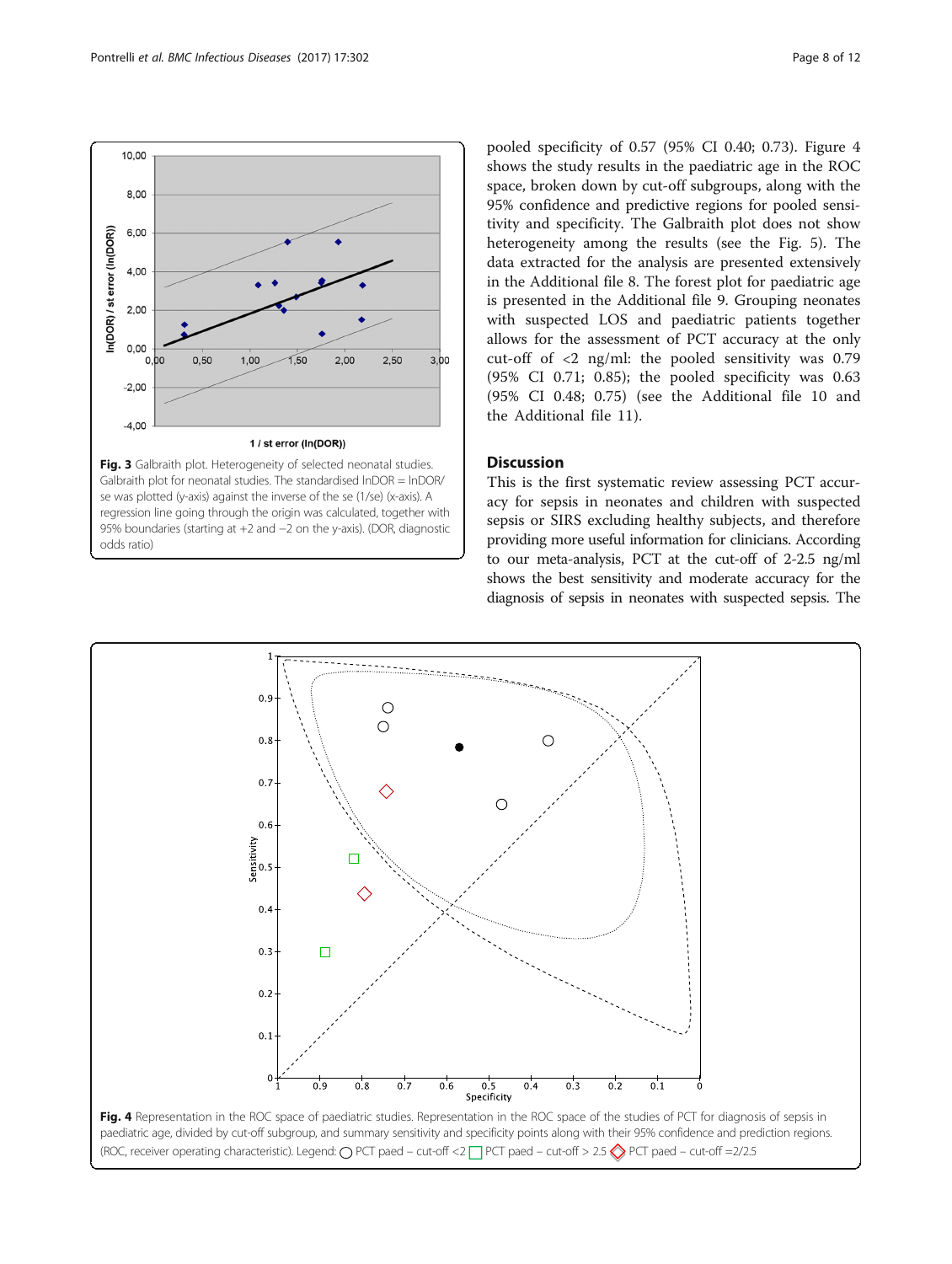Fig. 3 Galbraith plot. Heterogeneity of selected neonatal studies. Galbraith plot for neonatal studies. The standardised lnDOR = lnDOR/se was plotted (y-axis) against the inverse of the se (1/se) (x-axis). A regression line going through the origin was calculated, together with 95% boundaries (starting at +2 and −2 on the y-axis). (DOR, diagnostic odds ratio)

pooled specificity of 0.57 (95% CI 0.40; 0.73). Figure 4 shows the study results in the paediatric age in the ROC space, broken down by cut-off subgroups, along with the 95% confidence and predictive regions for pooled sensitivity and specificity. The Galbraith plot does not show heterogeneity among the results (see the Fig. 5). The data extracted for the analysis are presented extensively in the Additional file 8. The forest plot for paediatric age is presented in the Additional file 9. Grouping neonates with suspected LOS and paediatric patients together allows for the assessment of PCT accuracy at the only cut-off of <2 ng/ml: the pooled sensitivity was 0.79 (95% CI 0.71; 0.85); the pooled specificity was 0.63 (95% CI 0.48; 0.75) (see the Additional file 10 and the Additional file 11).

## Discussion

This is the first systematic review assessing PCT accuracy for sepsis in neonates and children with suspected sepsis or SIRS excluding healthy subjects, and therefore providing more useful information for clinicians. According to our meta-analysis, PCT at the cut-off of 2-2.5 ng/ml shows the best sensitivity and moderate accuracy for the diagnosis of sepsis in neonates with suspected sepsis. The

Fig. 4 Representation in the ROC space of paediatric studies. Representation in the ROC space of the studies of PCT for diagnosis of sepsis in paediatric age, divided by cut-off subgroup, and summary sensitivity and specificity points along with their 95% confidence and prediction regions. (ROC, receiver operating characteristic). Legend: ○ PCT paed – cut-off <2 □ PCT paed – cut-off > 2.5 ◇ PCT paed – cut-off =2/2.5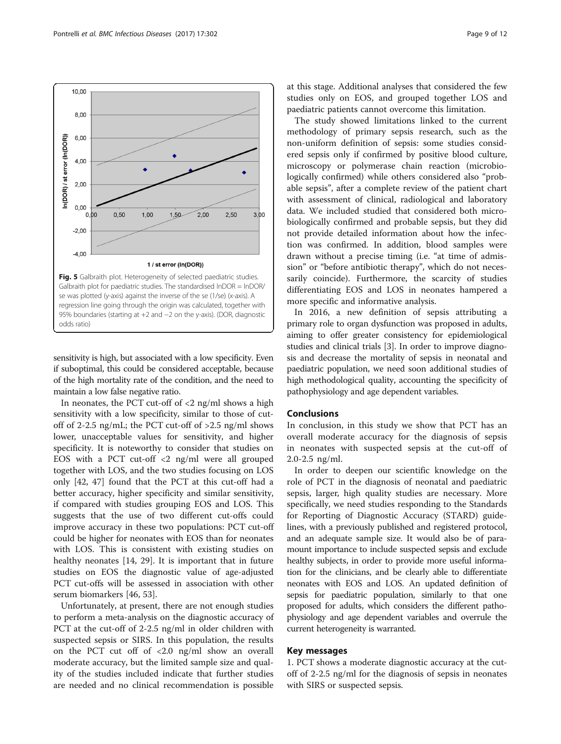10,00

8,00

6,00

4,00

2,00

0,00

-2,00

-4,00

0,00 0,50 1,00 1,50 2,00 2,50 3,00

ln(DOR) / st error (ln(DOR))

1 / st error (ln(DOR))

**Fig. 5** Galbraith plot. Heterogeneity of selected paediatric studies. Galbraith plot for paediatric studies. The standardised lnDOR = lnDOR/se was plotted (y-axis) against the inverse of the se (1/se) (x-axis). A regression line going through the origin was calculated, together with 95% boundaries (starting at +2 and −2 on the y-axis). (DOR, diagnostic odds ratio)

sensitivity is high, but associated with a low specificity. Even if suboptimal, this could be considered acceptable, because of the high mortality rate of the condition, and the need to maintain a low false negative ratio.

In neonates, the PCT cut-off of <2 ng/ml shows a high sensitivity with a low specificity, similar to those of cut-off of 2-2.5 ng/mL; the PCT cut-off of >2.5 ng/ml shows lower, unacceptable values for sensitivity, and higher specificity. It is noteworthy to consider that studies on EOS with a PCT cut-off <2 ng/ml were all grouped together with LOS, and the two studies focusing on LOS only [42, 47] found that the PCT at this cut-off had a better accuracy, higher specificity and similar sensitivity, if compared with studies grouping EOS and LOS. This suggests that the use of two different cut-offs could improve accuracy in these two populations: PCT cut-off could be higher for neonates with EOS than for neonates with LOS. This is consistent with existing studies on healthy neonates [14, 29]. It is important that in future studies on EOS the diagnostic value of age-adjusted PCT cut-offs will be assessed in association with other serum biomarkers [46, 53].

Unfortunately, at present, there are not enough studies to perform a meta-analysis on the diagnostic accuracy of PCT at the cut-off of 2-2.5 ng/ml in older children with suspected sepsis or SIRS. In this population, the results on the PCT cut off of <2.0 ng/ml show an overall moderate accuracy, but the limited sample size and quality of the studies included indicate that further studies are needed and no clinical recommendation is possible at this stage. Additional analyses that considered the few studies only on EOS, and grouped together LOS and paediatric patients cannot overcome this limitation.

The study showed limitations linked to the current methodology of primary sepsis research, such as the non-uniform definition of sepsis: some studies considered sepsis only if confirmed by positive blood culture, microscopy or polymerase chain reaction (microbiologically confirmed) while others considered also "probable sepsis", after a complete review of the patient chart with assessment of clinical, radiological and laboratory data. We included studied that considered both microbiologically confirmed and probable sepsis, but they did not provide detailed information about how the infection was confirmed. In addition, blood samples were drawn without a precise timing (i.e. "at time of admission" or "before antibiotic therapy", which do not necessarily coincide). Furthermore, the scarcity of studies differentiating EOS and LOS in neonates hampered a more specific and informative analysis.

In 2016, a new definition of sepsis attributing a primary role to organ dysfunction was proposed in adults, aiming to offer greater consistency for epidemiological studies and clinical trials [3]. In order to improve diagnosis and decrease the mortality of sepsis in neonatal and paediatric population, we need soon additional studies of high methodological quality, accounting the specificity of pathophysiology and age dependent variables.

## Conclusions

In conclusion, in this study we show that PCT has an overall moderate accuracy for the diagnosis of sepsis in neonates with suspected sepsis at the cut-off of 2.0-2.5 ng/ml.

In order to deepen our scientific knowledge on the role of PCT in the diagnosis of neonatal and paediatric sepsis, larger, high quality studies are necessary. More specifically, we need studies responding to the Standards for Reporting of Diagnostic Accuracy (STARD) guidelines, with a previously published and registered protocol, and an adequate sample size. It would also be of paramount importance to include suspected sepsis and exclude healthy subjects, in order to provide more useful information for the clinicians, and be clearly able to differentiate neonates with EOS and LOS. An updated definition of sepsis for paediatric population, similarly to that one proposed for adults, which considers the different pathophysiology and age dependent variables and overrule the current heterogeneity is warranted.

## Key messages

1. PCT shows a moderate diagnostic accuracy at the cut-off of 2-2.5 ng/ml for the diagnosis of sepsis in neonates with SIRS or suspected sepsis.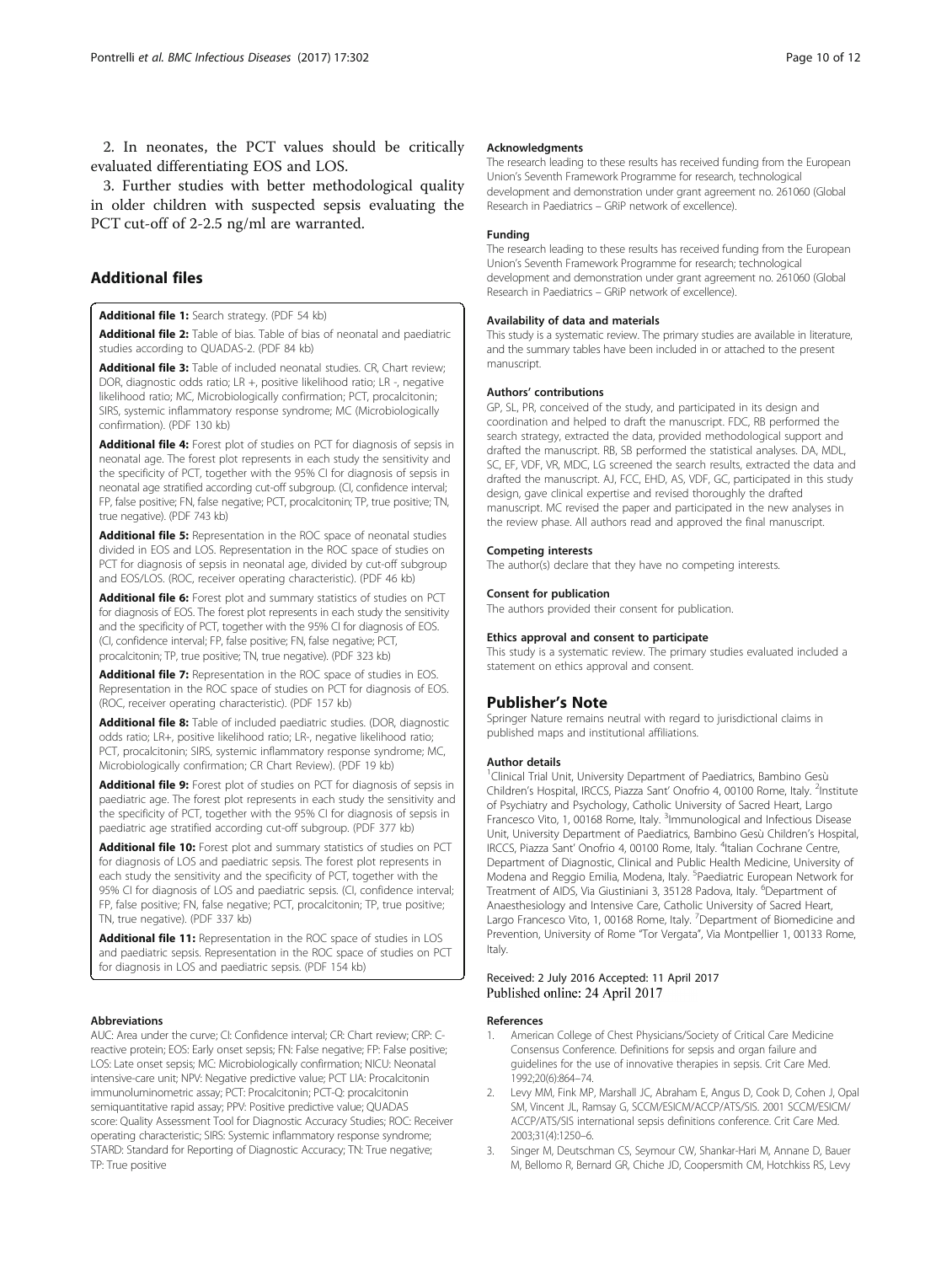2. In neonates, the PCT values should be critically evaluated differentiating EOS and LOS.

3. Further studies with better methodological quality in older children with suspected sepsis evaluating the PCT cut-off of 2-2.5 ng/ml are warranted.

## Additional files

**Additional file 1:** Search strategy. (PDF 54 kb)

**Additional file 2:** Table of bias. Table of bias of neonatal and paediatric studies according to QUADAS-2. (PDF 84 kb)

**Additional file 3:** Table of included neonatal studies. CR, Chart review; DOR, diagnostic odds ratio; LR +, positive likelihood ratio; LR -, negative likelihood ratio; MC, Microbiologically confirmation; PCT, procalcitonin; SIRS, systemic inflammatory response syndrome; MC (Microbiologically confirmation). (PDF 130 kb)

**Additional file 4:** Forest plot of studies on PCT for diagnosis of sepsis in neonatal age. The forest plot represents in each study the sensitivity and the specificity of PCT, together with the 95% CI for diagnosis of sepsis in neonatal age stratified according cut-off subgroup. (CI, confidence interval; FP, false positive; FN, false negative; PCT, procalcitonin; TP, true positive; TN, true negative). (PDF 743 kb)

**Additional file 5:** Representation in the ROC space of neonatal studies divided in EOS and LOS. Representation in the ROC space of studies on PCT for diagnosis of sepsis in neonatal age, divided by cut-off subgroup and EOS/LOS. (ROC, receiver operating characteristic). (PDF 46 kb)

**Additional file 6:** Forest plot and summary statistics of studies on PCT for diagnosis of EOS. The forest plot represents in each study the sensitivity and the specificity of PCT, together with the 95% CI for diagnosis of EOS. (CI, confidence interval; FP, false positive; FN, false negative; PCT, procalcitonin; TP, true positive; TN, true negative). (PDF 323 kb)

**Additional file 7:** Representation in the ROC space of studies in EOS. Representation in the ROC space of studies on PCT for diagnosis of EOS. (ROC, receiver operating characteristic). (PDF 157 kb)

**Additional file 8:** Table of included paediatric studies. (DOR, diagnostic odds ratio; LR+, positive likelihood ratio; LR-, negative likelihood ratio; PCT, procalcitonin; SIRS, systemic inflammatory response syndrome; MC, Microbiologically confirmation; CR Chart Review). (PDF 19 kb)

**Additional file 9:** Forest plot of studies on PCT for diagnosis of sepsis in paediatric age. The forest plot represents in each study the sensitivity and the specificity of PCT, together with the 95% CI for diagnosis of sepsis in paediatric age stratified according cut-off subgroup. (PDF 377 kb)

**Additional file 10:** Forest plot and summary statistics of studies on PCT for diagnosis of LOS and paediatric sepsis. The forest plot represents in each study the sensitivity and the specificity of PCT, together with the 95% CI for diagnosis of LOS and paediatric sepsis. (CI, confidence interval; FP, false positive; FN, false negative; PCT, procalcitonin; TP, true positive; TN, true negative). (PDF 337 kb)

**Additional file 11:** Representation in the ROC space of studies in LOS and paediatric sepsis. Representation in the ROC space of studies on PCT for diagnosis in LOS and paediatric sepsis. (PDF 154 kb)

#### Abbreviations

AUC: Area under the curve; CI: Confidence interval; CR: Chart review; CRP: C-reactive protein; EOS: Early onset sepsis; FN: False negative; FP: False positive; LOS: Late onset sepsis; MC: Microbiologically confirmation; NICU: Neonatal intensive-care unit; NPV: Negative predictive value; PCT LIA: Procalcitonin immunoluminometric assay; PCT: Procalcitonin; PCT-Q: procalcitonin semiquantitative rapid assay; PPV: Positive predictive value; QUADAS score: Quality Assessment Tool for Diagnostic Accuracy Studies; ROC: Receiver operating characteristic; SIRS: Systemic inflammatory response syndrome; STARD: Standard for Reporting of Diagnostic Accuracy; TN: True negative; TP: True positive

#### Acknowledgments

The research leading to these results has received funding from the European Union's Seventh Framework Programme for research, technological development and demonstration under grant agreement no. 261060 (Global Research in Paediatrics – GRiP network of excellence).

#### Funding

The research leading to these results has received funding from the European Union's Seventh Framework Programme for research; technological development and demonstration under grant agreement no. 261060 (Global Research in Paediatrics – GRiP network of excellence).

#### Availability of data and materials

This study is a systematic review. The primary studies are available in literature, and the summary tables have been included in or attached to the present manuscript.

#### Authors' contributions

GP, SL, PR, conceived of the study, and participated in its design and coordination and helped to draft the manuscript. FDC, RB performed the search strategy, extracted the data, provided methodological support and drafted the manuscript. RB, SB performed the statistical analyses. DA, MDL, SC, EF, VDF, VR, MDC, LG screened the search results, extracted the data and drafted the manuscript. AJ, FCC, EHD, AS, VDF, GC, participated in this study design, gave clinical expertise and revised thoroughly the drafted manuscript. MC revised the paper and participated in the new analyses in the review phase. All authors read and approved the final manuscript.

#### Competing interests

The author(s) declare that they have no competing interests.

#### Consent for publication

The authors provided their consent for publication.

#### Ethics approval and consent to participate

This study is a systematic review. The primary studies evaluated included a statement on ethics approval and consent.

## Publisher's Note

Springer Nature remains neutral with regard to jurisdictional claims in published maps and institutional affiliations.

#### Author details

[1]Clinical Trial Unit, University Department of Paediatrics, Bambino Gesù Children's Hospital, IRCCS, Piazza Sant' Onofrio 4, 00100 Rome, Italy. [2]Institute of Psychiatry and Psychology, Catholic University of Sacred Heart, Largo Francesco Vito, 1, 00168 Rome, Italy. [3]Immunological and Infectious Disease Unit, University Department of Paediatrics, Bambino Gesù Children's Hospital, IRCCS, Piazza Sant' Onofrio 4, 00100 Rome, Italy. [4]Italian Cochrane Centre, Department of Diagnostic, Clinical and Public Health Medicine, University of Modena and Reggio Emilia, Modena, Italy. [5]Paediatric European Network for Treatment of AIDS, Via Giustiniani 3, 35128 Padova, Italy. [6]Department of Anaesthesiology and Intensive Care, Catholic University of Sacred Heart, Largo Francesco Vito, 1, 00168 Rome, Italy. [7]Department of Biomedicine and Prevention, University of Rome "Tor Vergata", Via Montpellier 1, 00133 Rome, Italy.

Received: 2 July 2016 Accepted: 11 April 2017
Published online: 24 April 2017

#### References

1. American College of Chest Physicians/Society of Critical Care Medicine Consensus Conference. Definitions for sepsis and organ failure and guidelines for the use of innovative therapies in sepsis. Crit Care Med. 1992;20(6):864–74.
2. Levy MM, Fink MP, Marshall JC, Abraham E, Angus D, Cook D, Cohen J, Opal SM, Vincent JL, Ramsay G, SCCM/ESICM/ACCP/ATS/SIS. 2001 SCCM/ESICM/ACCP/ATS/SIS international sepsis definitions conference. Crit Care Med. 2003;31(4):1250–6.
3. Singer M, Deutschman CS, Seymour CW, Shankar-Hari M, Annane D, Bauer M, Bellomo R, Bernard GR, Chiche JD, Coopersmith CM, Hotchkiss RS, Levy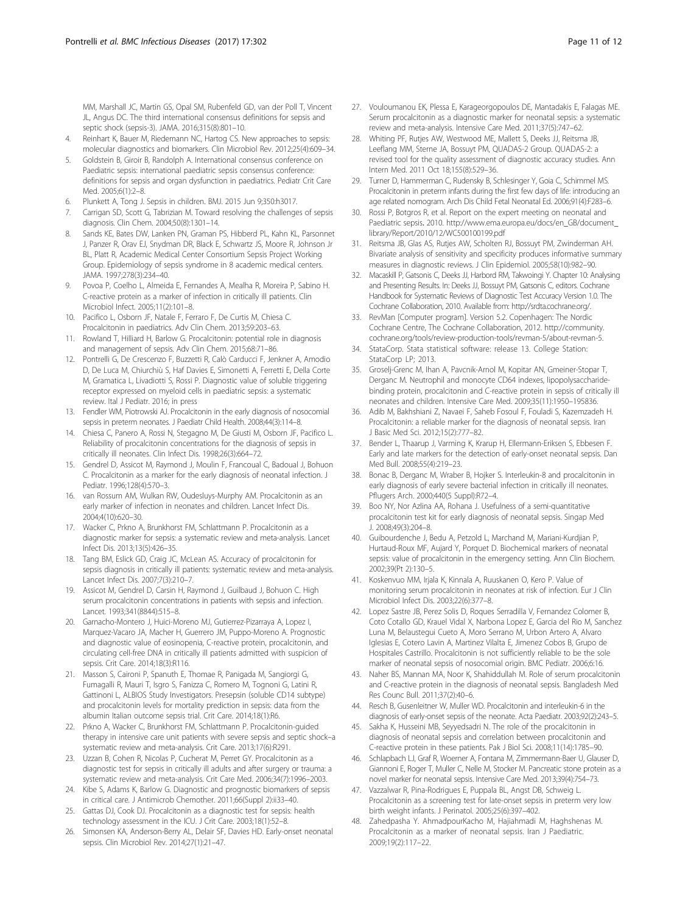MM, Marshall JC, Martin GS, Opal SM, Rubenfeld GD, van der Poll T, Vincent JL, Angus DC. The third international consensus definitions for sepsis and septic shock (sepsis-3). JAMA. 2016;315(8):801–10.

4. Reinhart K, Bauer M, Riedemann NC, Hartog CS. New approaches to sepsis: molecular diagnostics and biomarkers. Clin Microbiol Rev. 2012;25(4):609–34.
5. Goldstein B, Giroir B, Randolph A. International consensus conference on Paediatric sepsis: international paediatric sepsis consensus conference: definitions for sepsis and organ dysfunction in paediatrics. Pediatr Crit Care Med. 2005;6(1):2–8.
6. Plunkett A, Tong J. Sepsis in children. BMJ. 2015 Jun 9;350:h3017.
7. Carrigan SD, Scott G, Tabrizian M. Toward resolving the challenges of sepsis diagnosis. Clin Chem. 2004;50(8):1301–14.
8. Sands KE, Bates DW, Lanken PN, Graman PS, Hibberd PL, Kahn KL, Parsonnet J, Panzer R, Orav EJ, Snydman DR, Black E, Schwartz JS, Moore R, Johnson Jr BL, Platt R, Academic Medical Center Consortium Sepsis Project Working Group. Epidemiology of sepsis syndrome in 8 academic medical centers. JAMA. 1997;278(3):234–40.
9. Povoa P, Coelho L, Almeida E, Fernandes A, Mealha R, Moreira P, Sabino H. C-reactive protein as a marker of infection in critically ill patients. Clin Microbiol Infect. 2005;11(2):101–8.
10. Pacifico L, Osborn JF, Natale F, Ferraro F, De Curtis M, Chiesa C. Procalcitonin in paediatrics. Adv Clin Chem. 2013;59:203–63.
11. Rowland T, Hilliard H, Barlow G. Procalcitonin: potential role in diagnosis and management of sepsis. Adv Clin Chem. 2015;68:71–86.
12. Pontrelli G, De Crescenzo F, Buzzetti R, Calò Carducci F, Jenkner A, Amodio D, De Luca M, Chiurchiù S, Haf Davies E, Simonetti A, Ferretti E, Della Corte M, Gramatica L, Livadiotti S, Rossi P. Diagnostic value of soluble triggering receptor expressed on myeloid cells in paediatric sepsis: a systematic review. Ital J Pediatr. 2016; in press
13. Fendler WM, Piotrowski AJ. Procalcitonin in the early diagnosis of nosocomial sepsis in preterm neonates. J Paediatr Child Health. 2008;44(3):114–8.
14. Chiesa C, Panero A, Rossi N, Stegagno M, De Giusti M, Osborn JF, Pacifico L. Reliability of procalcitonin concentrations for the diagnosis of sepsis in critically ill neonates. Clin Infect Dis. 1998;26(3):664–72.
15. Gendrel D, Assicot M, Raymond J, Moulin F, Francoual C, Badoual J, Bohuon C. Procalcitonin as a marker for the early diagnosis of neonatal infection. J Pediatr. 1996;128(4):570–3.
16. van Rossum AM, Wulkan RW, Oudesluys-Murphy AM. Procalcitonin as an early marker of infection in neonates and children. Lancet Infect Dis. 2004;4(10):620–30.
17. Wacker C, Prkno A, Brunkhorst FM, Schlattmann P. Procalcitonin as a diagnostic marker for sepsis: a systematic review and meta-analysis. Lancet Infect Dis. 2013;13(5):426–35.
18. Tang BM, Eslick GD, Craig JC, McLean AS. Accuracy of procalcitonin for sepsis diagnosis in critically ill patients: systematic review and meta-analysis. Lancet Infect Dis. 2007;7(3):210–7.
19. Assicot M, Gendrel D, Carsin H, Raymond J, Guilbaud J, Bohuon C. High serum procalcitonin concentrations in patients with sepsis and infection. Lancet. 1993;341(8844):515–8.
20. Garnacho-Montero J, Huici-Moreno MJ, Gutierrez-Pizarraya A, Lopez I, Marquez-Vacaro JA, Macher H, Guerrero JM, Puppo-Moreno A. Prognostic and diagnostic value of eosinopenia, C-reactive protein, procalcitonin, and circulating cell-free DNA in critically ill patients admitted with suspicion of sepsis. Crit Care. 2014;18(3):R116.
21. Masson S, Caironi P, Spanuth E, Thomae R, Panigada M, Sangiorgi G, Fumagalli R, Mauri T, Isgro S, Fanizza C, Romero M, Tognoni G, Latini R, Gattinoni L, ALBIOS Study Investigators. Presepsin (soluble CD14 subtype) and procalcitonin levels for mortality prediction in sepsis: data from the albumin Italian outcome sepsis trial. Crit Care. 2014;18(1):R6.
22. Prkno A, Wacker C, Brunkhorst FM, Schlattmann P. Procalcitonin-guided therapy in intensive care unit patients with severe sepsis and septic shock–a systematic review and meta-analysis. Crit Care. 2013;17(6):R291.
23. Uzzan B, Cohen R, Nicolas P, Cucherat M, Perret GY. Procalcitonin as a diagnostic test for sepsis in critically ill adults and after surgery or trauma: a systematic review and meta-analysis. Crit Care Med. 2006;34(7):1996–2003.
24. Kibe S, Adams K, Barlow G. Diagnostic and prognostic biomarkers of sepsis in critical care. J Antimicrob Chemother. 2011;66(Suppl 2):ii33–40.
25. Gattas DJ, Cook DJ. Procalcitonin as a diagnostic test for sepsis: health technology assessment in the ICU. J Crit Care. 2003;18(1):52–8.
26. Simonsen KA, Anderson-Berry AL, Delair SF, Davies HD. Early-onset neonatal sepsis. Clin Microbiol Rev. 2014;27(1):21–47.
27. Vouloumanou EK, Plessa E, Karageorgopoulos DE, Mantadakis E, Falagas ME. Serum procalcitonin as a diagnostic marker for neonatal sepsis: a systematic review and meta-analysis. Intensive Care Med. 2011;37(5):747–62.
28. Whiting PF, Rutjes AW, Westwood ME, Mallett S, Deeks JJ, Reitsma JB, Leeflang MM, Sterne JA, Bossuyt PM, QUADAS-2 Group. QUADAS-2: a revised tool for the quality assessment of diagnostic accuracy studies. Ann Intern Med. 2011 Oct 18;155(8):529–36.
29. Turner D, Hammerman C, Rudensky B, Schlesinger Y, Goia C, Schimmel MS. Procalcitonin in preterm infants during the first few days of life: introducing an age related nomogram. Arch Dis Child Fetal Neonatal Ed. 2006;91(4):F283–6.
30. Rossi P, Botgros R, et al. Report on the expert meeting on neonatal and Paediatric sepsis. 2010. http://www.ema.europa.eu/docs/en_GB/document_library/Report/2010/12/WC500100199.pdf
31. Reitsma JB, Glas AS, Rutjes AW, Scholten RJ, Bossuyt PM, Zwinderman AH. Bivariate analysis of sensitivity and specificity produces informative summary measures in diagnostic reviews. J Clin Epidemiol. 2005;58(10):982–90.
32. Macaskill P, Gatsonis C, Deeks JJ, Harbord RM, Takwoingi Y. Chapter 10: Analysing and Presenting Results. In: Deeks JJ, Bossuyt PM, Gatsonis C, editors. Cochrane Handbook for Systematic Reviews of Diagnostic Test Accuracy Version 1.0. The Cochrane Collaboration, 2010. Available from: http://srdta.cochrane.org/.
33. RevMan [Computer program]. Version 5.2. Copenhagen: The Nordic Cochrane Centre, The Cochrane Collaboration, 2012. http://community.cochrane.org/tools/review-production-tools/revman-5/about-revman-5.
34. StataCorp. Stata statistical software: release 13. College Station: StataCorp LP; 2013.
35. Groselj-Grenc M, Ihan A, Pavcnik-Arnol M, Kopitar AN, Gmeiner-Stopar T, Derganc M. Neutrophil and monocyte CD64 indexes, lipopolysaccharide-binding protein, procalcitonin and C-reactive protein in sepsis of critically ill neonates and children. Intensive Care Med. 2009;35(11):1950–195836.
36. Adib M, Bakhshiani Z, Navaei F, Saheb Fosoul F, Fouladi S, Kazemzadeh H. Procalcitonin: a reliable marker for the diagnosis of neonatal sepsis. Iran J Basic Med Sci. 2012;15(2):777–82.
37. Bender L, Thaarup J, Varming K, Krarup H, Ellermann-Eriksen S, Ebbesen F. Early and late markers for the detection of early-onset neonatal sepsis. Dan Med Bull. 2008;55(4):219–23.
38. Bonac B, Derganc M, Wraber B, Hojker S. Interleukin-8 and procalcitonin in early diagnosis of early severe bacterial infection in critically ill neonates. Pflugers Arch. 2000;440(5 Suppl):R72–4.
39. Boo NY, Nor Azlina AA, Rohana J. Usefulness of a semi-quantitative procalcitonin test kit for early diagnosis of neonatal sepsis. Singap Med J. 2008;49(3):204–8.
40. Guibourdenche J, Bedu A, Petzold L, Marchand M, Mariani-Kurdjian P, Hurtaud-Roux MF, Aujard Y, Porquet D. Biochemical markers of neonatal sepsis: value of procalcitonin in the emergency setting. Ann Clin Biochem. 2002;39(Pt 2):130–5.
41. Koskenvuo MM, Irjala K, Kinnala A, Ruuskanen O, Kero P. Value of monitoring serum procalcitonin in neonates at risk of infection. Eur J Clin Microbiol Infect Dis. 2003;22(6):377–8.
42. Lopez Sastre JB, Perez Solis D, Roques Serradilla V, Fernandez Colomer B, Coto Cotallo GD, Krauel Vidal X, Narbona Lopez E, Garcia del Rio M, Sanchez Luna M, Belaustegui Cueto A, Moro Serrano M, Urbon Artero A, Alvaro Iglesias E, Cotero Lavin A, Martinez Vilalta E, Jimenez Cobos B, Grupo de Hospitales Castrillo. Procalcitonin is not sufficiently reliable to be the sole marker of neonatal sepsis of nosocomial origin. BMC Pediatr. 2006;6:16.
43. Naher BS, Mannan MA, Noor K, Shahiddullah M. Role of serum procalcitonin and C-reactive protein in the diagnosis of neonatal sepsis. Bangladesh Med Res Counc Bull. 2011;37(2):40–6.
44. Resch B, Gusenleitner W, Muller WD. Procalcitonin and interleukin-6 in the diagnosis of early-onset sepsis of the neonate. Acta Paediatr. 2003;92(2):243–5.
45. Sakha K, Husseini MB, Seyyedsadri N. The role of the procalcitonin in diagnosis of neonatal sepsis and correlation between procalcitonin and C-reactive protein in these patients. Pak J Biol Sci. 2008;11(14):1785–90.
46. Schlapbach LJ, Graf R, Woerner A, Fontana M, Zimmermann-Baer U, Glauser D, Giannoni E, Roger T, Muller C, Nelle M, Stocker M. Pancreatic stone protein as a novel marker for neonatal sepsis. Intensive Care Med. 2013;39(4):754–73.
47. Vazzalwar R, Pina-Rodrigues E, Puppala BL, Angst DB, Schweig L. Procalcitonin as a screening test for late-onset sepsis in preterm very low birth weight infants. J Perinatol. 2005;25(6):397–402.
48. Zahedpasha Y. AhmadpourKacho M, Hajiahmadi M, Haghshenas M. Procalcitonin as a marker of neonatal sepsis. Iran J Paediatric. 2009;19(2):117–22.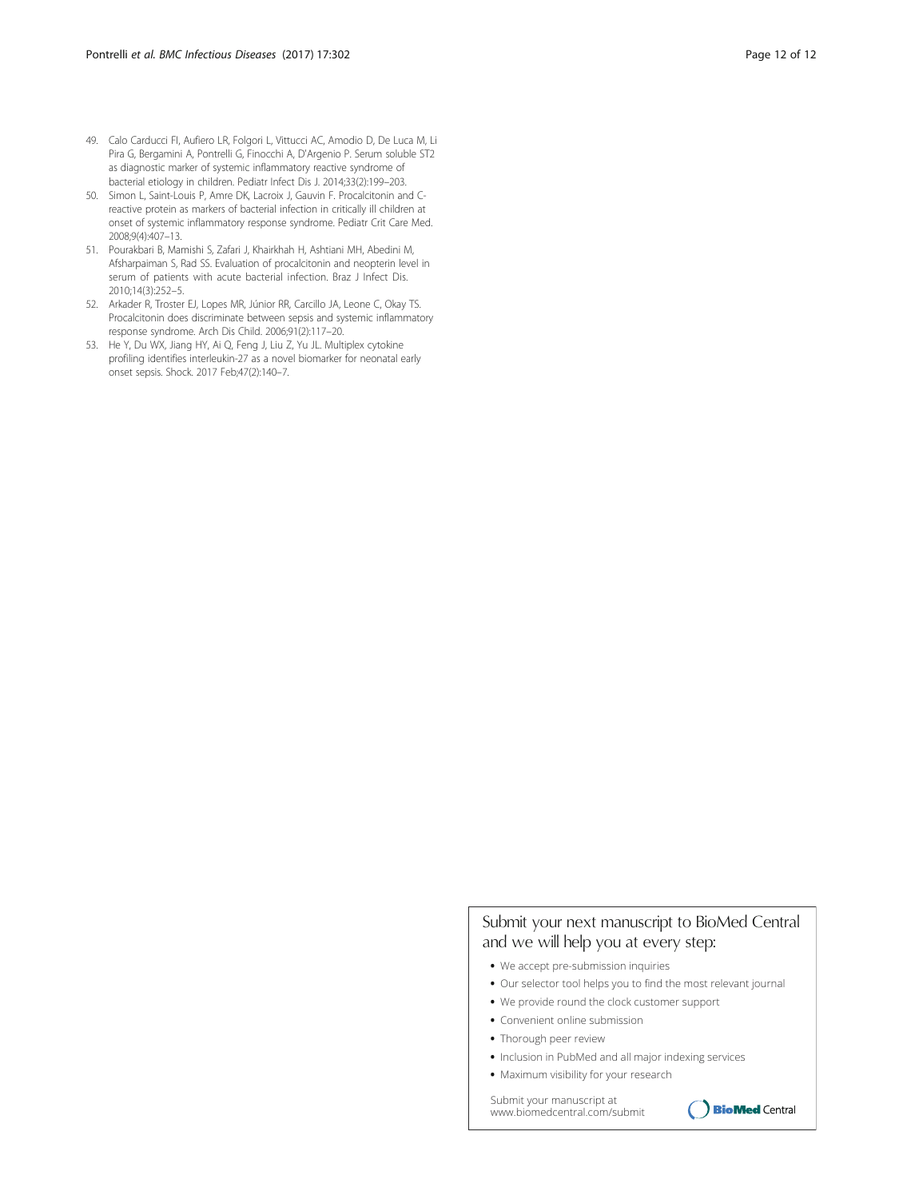49. Calo Carducci FI, Aufiero LR, Folgori L, Vittucci AC, Amodio D, De Luca M, Li Pira G, Bergamini A, Pontrelli G, Finocchi A, D'Argenio P. Serum soluble ST2 as diagnostic marker of systemic inflammatory reactive syndrome of bacterial etiology in children. Pediatr Infect Dis J. 2014;33(2):199–203.
50. Simon L, Saint-Louis P, Amre DK, Lacroix J, Gauvin F. Procalcitonin and C-reactive protein as markers of bacterial infection in critically ill children at onset of systemic inflammatory response syndrome. Pediatr Crit Care Med. 2008;9(4):407–13.
51. Pourakbari B, Mamishi S, Zafari J, Khairkhah H, Ashtiani MH, Abedini M, Afsharpaiman S, Rad SS. Evaluation of procalcitonin and neopterin level in serum of patients with acute bacterial infection. Braz J Infect Dis. 2010;14(3):252–5.
52. Arkader R, Troster EJ, Lopes MR, Júnior RR, Carcillo JA, Leone C, Okay TS. Procalcitonin does discriminate between sepsis and systemic inflammatory response syndrome. Arch Dis Child. 2006;91(2):117–20.
53. He Y, Du WX, Jiang HY, Ai Q, Feng J, Liu Z, Yu JL. Multiplex cytokine profiling identifies interleukin-27 as a novel biomarker for neonatal early onset sepsis. Shock. 2017 Feb;47(2):140–7.

Submit your next manuscript to BioMed Central and we will help you at every step:

- We accept pre-submission inquiries
- Our selector tool helps you to find the most relevant journal
- We provide round the clock customer support
- Convenient online submission
- Thorough peer review
- Inclusion in PubMed and all major indexing services
- Maximum visibility for your research

Submit your manuscript at
www.biomedcentral.com/submit

BioMed Central